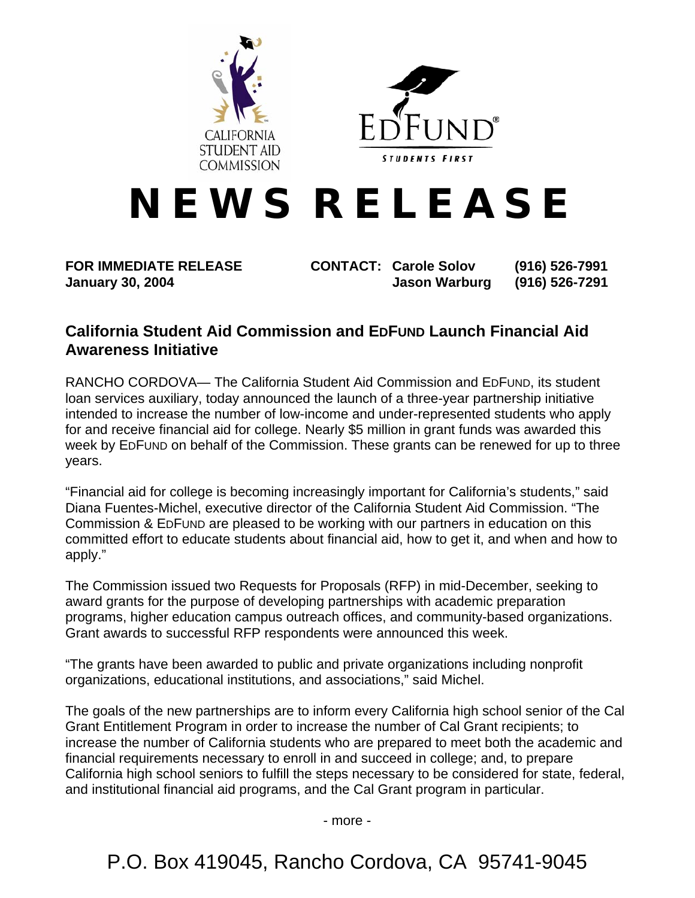CALIFORNIA STUDENT AID COMMISSION

EDFUND® STUDENTS FIRST

# NEWS RELEASE

**FOR IMMEDIATE RELEASE**
**January 30, 2004**

**CONTACT: Carole Solov (916) 526-7991**
**Jason Warburg (916) 526-7291**

## California Student Aid Commission and EDFUND Launch Financial Aid Awareness Initiative

RANCHO CORDOVA— The California Student Aid Commission and EDFUND, its student loan services auxiliary, today announced the launch of a three-year partnership initiative intended to increase the number of low-income and under-represented students who apply for and receive financial aid for college. Nearly $5 million in grant funds was awarded this week by EDFUND on behalf of the Commission. These grants can be renewed for up to three years.

"Financial aid for college is becoming increasingly important for California's students," said Diana Fuentes-Michel, executive director of the California Student Aid Commission. "The Commission & EDFUND are pleased to be working with our partners in education on this committed effort to educate students about financial aid, how to get it, and when and how to apply."

The Commission issued two Requests for Proposals (RFP) in mid-December, seeking to award grants for the purpose of developing partnerships with academic preparation programs, higher education campus outreach offices, and community-based organizations. Grant awards to successful RFP respondents were announced this week.

"The grants have been awarded to public and private organizations including nonprofit organizations, educational institutions, and associations," said Michel.

The goals of the new partnerships are to inform every California high school senior of the Cal Grant Entitlement Program in order to increase the number of Cal Grant recipients; to increase the number of California students who are prepared to meet both the academic and financial requirements necessary to enroll in and succeed in college; and, to prepare California high school seniors to fulfill the steps necessary to be considered for state, federal, and institutional financial aid programs, and the Cal Grant program in particular.

- more -

P.O. Box 419045, Rancho Cordova, CA 95741-9045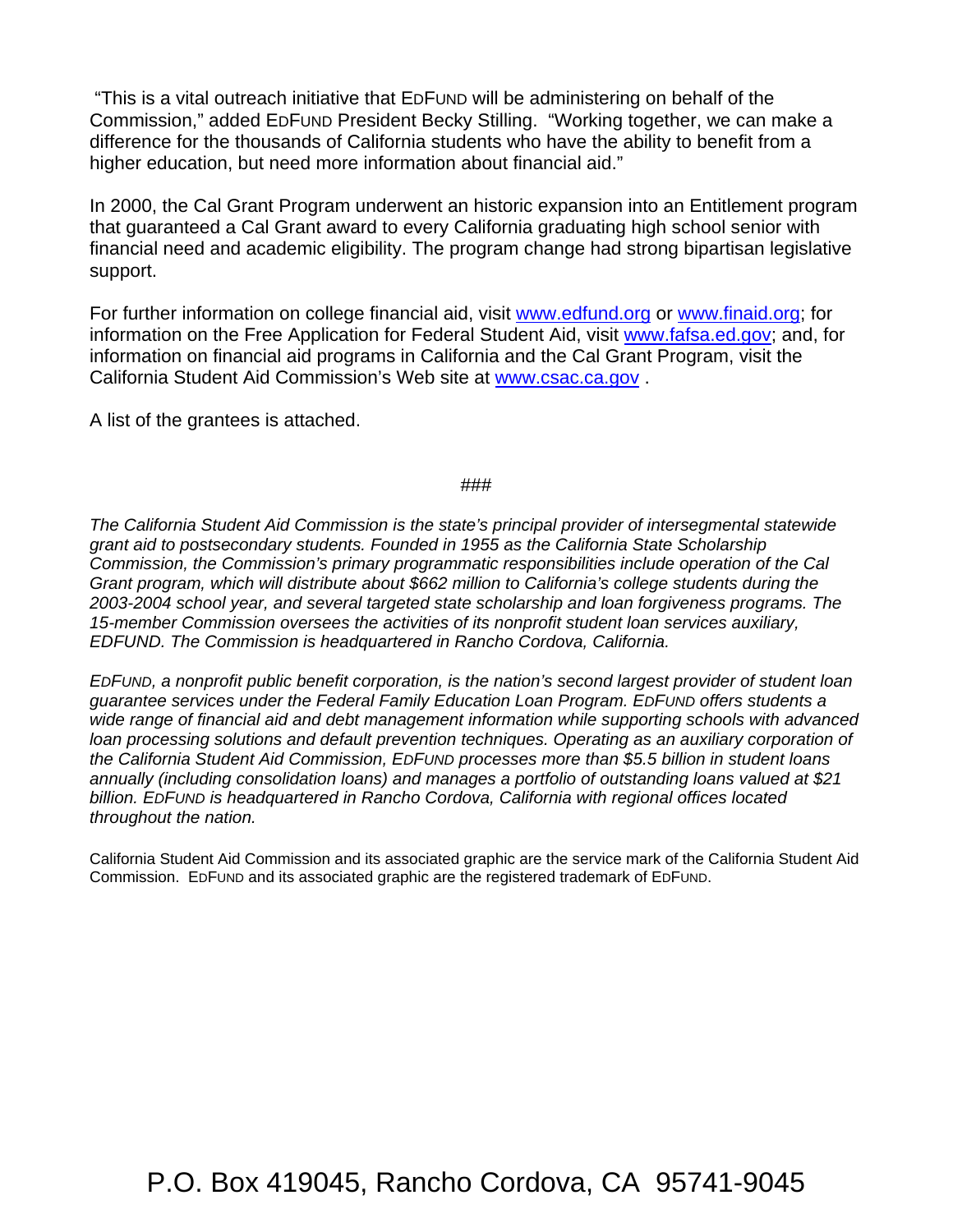"This is a vital outreach initiative that EDFUND will be administering on behalf of the Commission," added EDFUND President Becky Stilling. "Working together, we can make a difference for the thousands of California students who have the ability to benefit from a higher education, but need more information about financial aid."

In 2000, the Cal Grant Program underwent an historic expansion into an Entitlement program that guaranteed a Cal Grant award to every California graduating high school senior with financial need and academic eligibility. The program change had strong bipartisan legislative support.

For further information on college financial aid, visit www.edfund.org or www.finaid.org; for information on the Free Application for Federal Student Aid, visit www.fafsa.ed.gov; and, for information on financial aid programs in California and the Cal Grant Program, visit the California Student Aid Commission's Web site at www.csac.ca.gov .

A list of the grantees is attached.

###

*The California Student Aid Commission is the state's principal provider of intersegmental statewide grant aid to postsecondary students. Founded in 1955 as the California State Scholarship Commission, the Commission's primary programmatic responsibilities include operation of the Cal Grant program, which will distribute about $662 million to California's college students during the 2003-2004 school year, and several targeted state scholarship and loan forgiveness programs. The 15-member Commission oversees the activities of its nonprofit student loan services auxiliary, EDFUND. The Commission is headquartered in Rancho Cordova, California.*

*EDFUND, a nonprofit public benefit corporation, is the nation's second largest provider of student loan guarantee services under the Federal Family Education Loan Program. EDFUND offers students a wide range of financial aid and debt management information while supporting schools with advanced loan processing solutions and default prevention techniques. Operating as an auxiliary corporation of the California Student Aid Commission, EDFUND processes more than $5.5 billion in student loans annually (including consolidation loans) and manages a portfolio of outstanding loans valued at $21 billion. EDFUND is headquartered in Rancho Cordova, California with regional offices located throughout the nation.*

California Student Aid Commission and its associated graphic are the service mark of the California Student Aid Commission. EDFUND and its associated graphic are the registered trademark of EDFUND.

P.O. Box 419045, Rancho Cordova, CA 95741-9045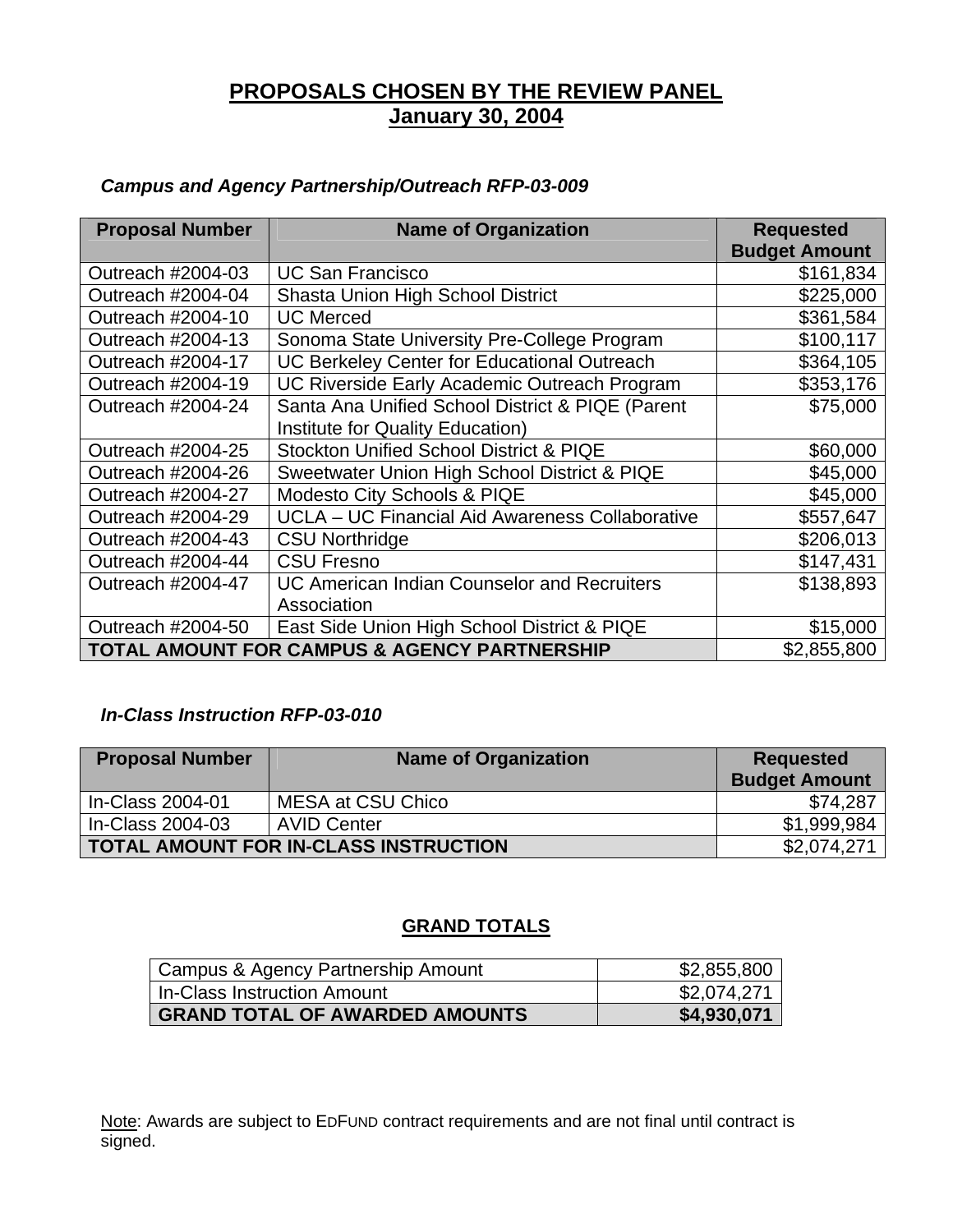# PROPOSALS CHOSEN BY THE REVIEW PANEL
# January 30, 2004

***Campus and Agency Partnership/Outreach RFP-03-009***

| Proposal Number | Name of Organization | Requested Budget Amount |
|---|---|---|
| Outreach #2004-03 | UC San Francisco | $161,834 |
| Outreach #2004-04 | Shasta Union High School District | $225,000 |
| Outreach #2004-10 | UC Merced | $361,584 |
| Outreach #2004-13 | Sonoma State University Pre-College Program | $100,117 |
| Outreach #2004-17 | UC Berkeley Center for Educational Outreach | $364,105 |
| Outreach #2004-19 | UC Riverside Early Academic Outreach Program | $353,176 |
| Outreach #2004-24 | Santa Ana Unified School District & PIQE (Parent Institute for Quality Education) | $75,000 |
| Outreach #2004-25 | Stockton Unified School District & PIQE | $60,000 |
| Outreach #2004-26 | Sweetwater Union High School District & PIQE | $45,000 |
| Outreach #2004-27 | Modesto City Schools & PIQE | $45,000 |
| Outreach #2004-29 | UCLA – UC Financial Aid Awareness Collaborative | $557,647 |
| Outreach #2004-43 | CSU Northridge | $206,013 |
| Outreach #2004-44 | CSU Fresno | $147,431 |
| Outreach #2004-47 | UC American Indian Counselor and Recruiters Association | $138,893 |
| Outreach #2004-50 | East Side Union High School District & PIQE | $15,000 |
| **TOTAL AMOUNT FOR CAMPUS & AGENCY PARTNERSHIP** | | $2,855,800 |

***In-Class Instruction RFP-03-010***

| Proposal Number | Name of Organization | Requested Budget Amount |
|---|---|---|
| In-Class 2004-01 | MESA at CSU Chico | $74,287 |
| In-Class 2004-03 | AVID Center | $1,999,984 |
| **TOTAL AMOUNT FOR IN-CLASS INSTRUCTION** | | $2,074,271 |

## GRAND TOTALS

| | |
|---|---|
| Campus & Agency Partnership Amount | $2,855,800 |
| In-Class Instruction Amount | $2,074,271 |
| **GRAND TOTAL OF AWARDED AMOUNTS** | **$4,930,071** |

Note: Awards are subject to EDFUND contract requirements and are not final until contract is signed.